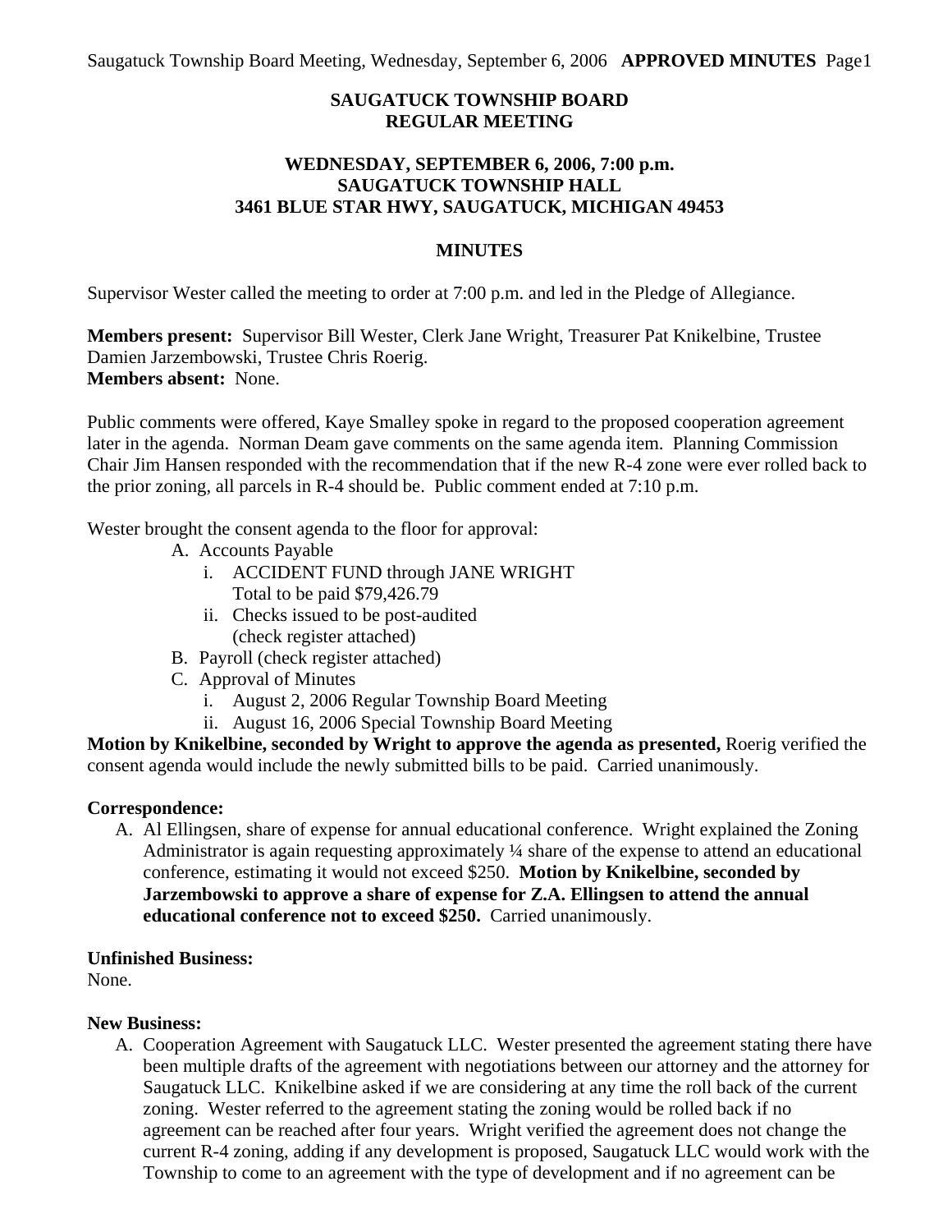# SAUGATUCK TOWNSHIP BOARD
# REGULAR MEETING

## WEDNESDAY, SEPTEMBER 6, 2006, 7:00 p.m.
## SAUGATUCK TOWNSHIP HALL
## 3461 BLUE STAR HWY, SAUGATUCK, MICHIGAN 49453

## MINUTES

Supervisor Wester called the meeting to order at 7:00 p.m. and led in the Pledge of Allegiance.

**Members present:** Supervisor Bill Wester, Clerk Jane Wright, Treasurer Pat Knikelbine, Trustee Damien Jarzembowski, Trustee Chris Roerig.
**Members absent:** None.

Public comments were offered, Kaye Smalley spoke in regard to the proposed cooperation agreement later in the agenda. Norman Deam gave comments on the same agenda item. Planning Commission Chair Jim Hansen responded with the recommendation that if the new R-4 zone were ever rolled back to the prior zoning, all parcels in R-4 should be. Public comment ended at 7:10 p.m.

Wester brought the consent agenda to the floor for approval:

- A. Accounts Payable
  - i. ACCIDENT FUND through JANE WRIGHT
    Total to be paid $79,426.79
  - ii. Checks issued to be post-audited
    (check register attached)
- B. Payroll (check register attached)
- C. Approval of Minutes
  - i. August 2, 2006 Regular Township Board Meeting
  - ii. August 16, 2006 Special Township Board Meeting

**Motion by Knikelbine, seconded by Wright to approve the agenda as presented,** Roerig verified the consent agenda would include the newly submitted bills to be paid. Carried unanimously.

**Correspondence:**

A. Al Ellingsen, share of expense for annual educational conference. Wright explained the Zoning Administrator is again requesting approximately ¼ share of the expense to attend an educational conference, estimating it would not exceed $250. **Motion by Knikelbine, seconded by Jarzembowski to approve a share of expense for Z.A. Ellingsen to attend the annual educational conference not to exceed $250.** Carried unanimously.

**Unfinished Business:**
None.

**New Business:**

A. Cooperation Agreement with Saugatuck LLC. Wester presented the agreement stating there have been multiple drafts of the agreement with negotiations between our attorney and the attorney for Saugatuck LLC. Knikelbine asked if we are considering at any time the roll back of the current zoning. Wester referred to the agreement stating the zoning would be rolled back if no agreement can be reached after four years. Wright verified the agreement does not change the current R-4 zoning, adding if any development is proposed, Saugatuck LLC would work with the Township to come to an agreement with the type of development and if no agreement can be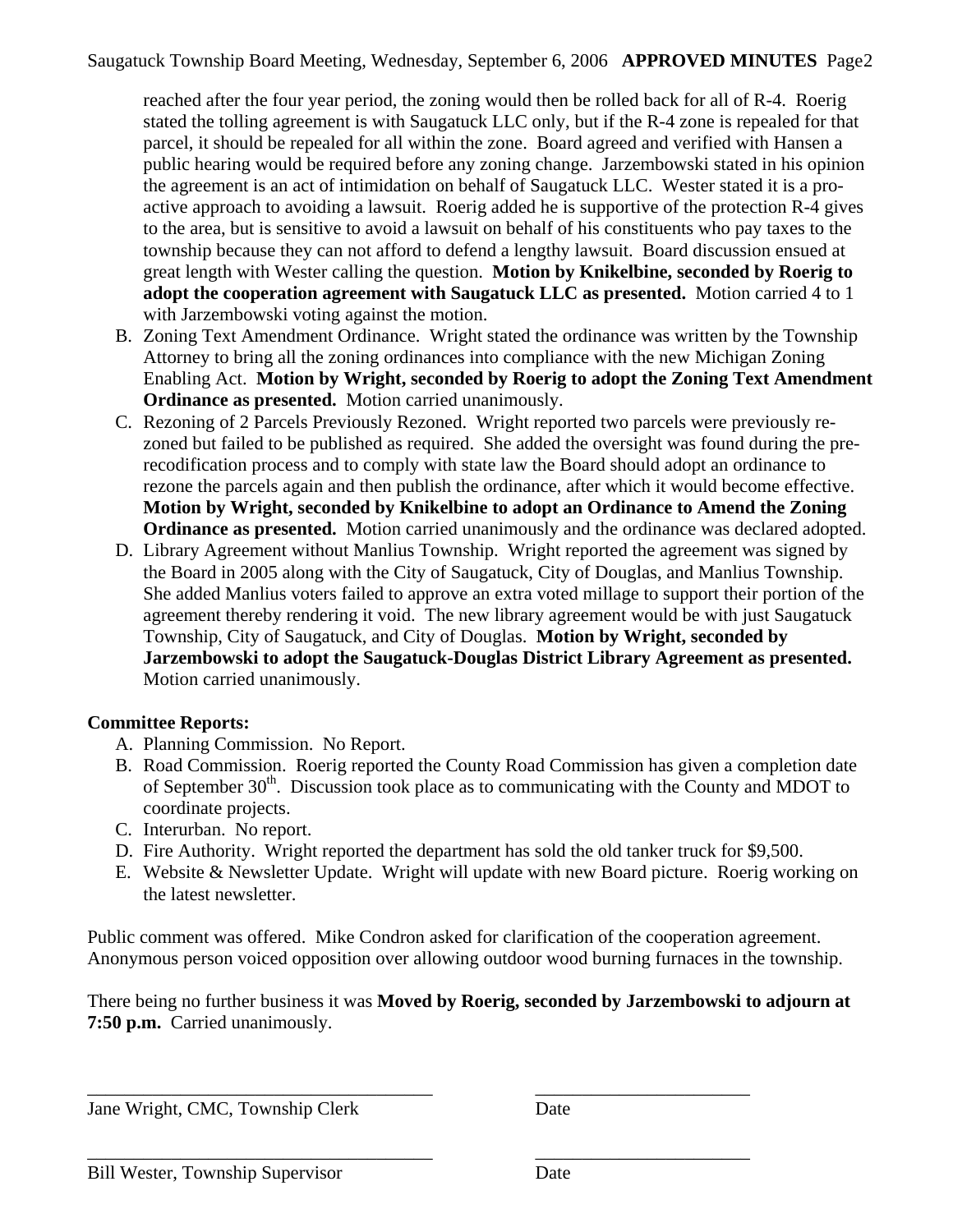reached after the four year period, the zoning would then be rolled back for all of R-4. Roerig stated the tolling agreement is with Saugatuck LLC only, but if the R-4 zone is repealed for that parcel, it should be repealed for all within the zone. Board agreed and verified with Hansen a public hearing would be required before any zoning change. Jarzembowski stated in his opinion the agreement is an act of intimidation on behalf of Saugatuck LLC. Wester stated it is a pro-active approach to avoiding a lawsuit. Roerig added he is supportive of the protection R-4 gives to the area, but is sensitive to avoid a lawsuit on behalf of his constituents who pay taxes to the township because they can not afford to defend a lengthy lawsuit. Board discussion ensued at great length with Wester calling the question. **Motion by Knikelbine, seconded by Roerig to adopt the cooperation agreement with Saugatuck LLC as presented.** Motion carried 4 to 1 with Jarzembowski voting against the motion.

B. Zoning Text Amendment Ordinance. Wright stated the ordinance was written by the Township Attorney to bring all the zoning ordinances into compliance with the new Michigan Zoning Enabling Act. **Motion by Wright, seconded by Roerig to adopt the Zoning Text Amendment Ordinance as presented.** Motion carried unanimously.
C. Rezoning of 2 Parcels Previously Rezoned. Wright reported two parcels were previously re-zoned but failed to be published as required. She added the oversight was found during the pre-recodification process and to comply with state law the Board should adopt an ordinance to rezone the parcels again and then publish the ordinance, after which it would become effective. **Motion by Wright, seconded by Knikelbine to adopt an Ordinance to Amend the Zoning Ordinance as presented.** Motion carried unanimously and the ordinance was declared adopted.
D. Library Agreement without Manlius Township. Wright reported the agreement was signed by the Board in 2005 along with the City of Saugatuck, City of Douglas, and Manlius Township. She added Manlius voters failed to approve an extra voted millage to support their portion of the agreement thereby rendering it void. The new library agreement would be with just Saugatuck Township, City of Saugatuck, and City of Douglas. **Motion by Wright, seconded by Jarzembowski to adopt the Saugatuck-Douglas District Library Agreement as presented.** Motion carried unanimously.

**Committee Reports:**

A. Planning Commission. No Report.
B. Road Commission. Roerig reported the County Road Commission has given a completion date of September 30th. Discussion took place as to communicating with the County and MDOT to coordinate projects.
C. Interurban. No report.
D. Fire Authority. Wright reported the department has sold the old tanker truck for $9,500.
E. Website & Newsletter Update. Wright will update with new Board picture. Roerig working on the latest newsletter.

Public comment was offered. Mike Condron asked for clarification of the cooperation agreement. Anonymous person voiced opposition over allowing outdoor wood burning furnaces in the township.

There being no further business it was **Moved by Roerig, seconded by Jarzembowski to adjourn at 7:50 p.m.** Carried unanimously.

\_\_\_\_\_\_\_\_\_\_\_\_\_\_\_\_\_\_\_\_\_\_\_\_\_\_\_\_\_\_\_\_\_\_\_\_ \_\_\_\_\_\_\_\_\_\_\_\_\_\_\_\_\_\_\_\_\_\_\_

Jane Wright, CMC, Township Clerk Date

\_\_\_\_\_\_\_\_\_\_\_\_\_\_\_\_\_\_\_\_\_\_\_\_\_\_\_\_\_\_\_\_\_\_\_\_ \_\_\_\_\_\_\_\_\_\_\_\_\_\_\_\_\_\_\_\_\_\_\_

Bill Wester, Township Supervisor Date